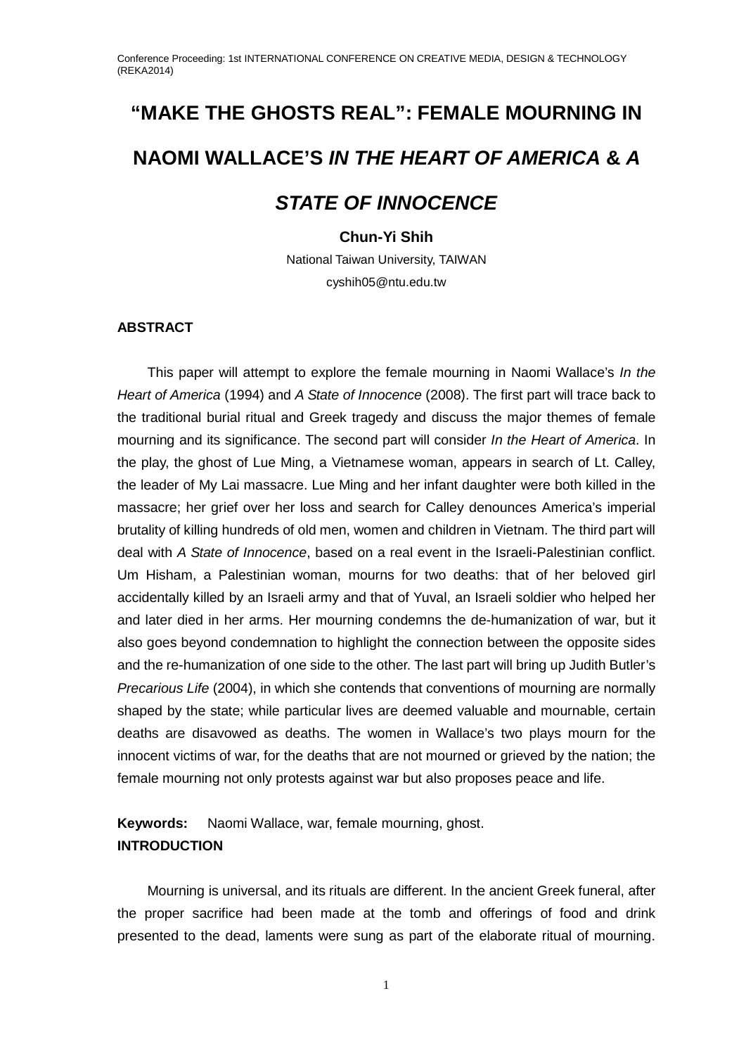# "MAKE THE GHOSTS REAL": FEMALE MOURNING IN NAOMI WALLACE'S *IN THE HEART OF AMERICA* & *A STATE OF INNOCENCE*

**Chun-Yi Shih**

National Taiwan University, TAIWAN

cyshih05@ntu.edu.tw

## ABSTRACT

This paper will attempt to explore the female mourning in Naomi Wallace's *In the Heart of America* (1994) and *A State of Innocence* (2008). The first part will trace back to the traditional burial ritual and Greek tragedy and discuss the major themes of female mourning and its significance. The second part will consider *In the Heart of America*. In the play, the ghost of Lue Ming, a Vietnamese woman, appears in search of Lt. Calley, the leader of My Lai massacre. Lue Ming and her infant daughter were both killed in the massacre; her grief over her loss and search for Calley denounces America's imperial brutality of killing hundreds of old men, women and children in Vietnam. The third part will deal with *A State of Innocence*, based on a real event in the Israeli-Palestinian conflict. Um Hisham, a Palestinian woman, mourns for two deaths: that of her beloved girl accidentally killed by an Israeli army and that of Yuval, an Israeli soldier who helped her and later died in her arms. Her mourning condemns the de-humanization of war, but it also goes beyond condemnation to highlight the connection between the opposite sides and the re-humanization of one side to the other. The last part will bring up Judith Butler's *Precarious Life* (2004), in which she contends that conventions of mourning are normally shaped by the state; while particular lives are deemed valuable and mournable, certain deaths are disavowed as deaths. The women in Wallace's two plays mourn for the innocent victims of war, for the deaths that are not mourned or grieved by the nation; the female mourning not only protests against war but also proposes peace and life.

**Keywords:** Naomi Wallace, war, female mourning, ghost.

## INTRODUCTION

Mourning is universal, and its rituals are different. In the ancient Greek funeral, after the proper sacrifice had been made at the tomb and offerings of food and drink presented to the dead, laments were sung as part of the elaborate ritual of mourning.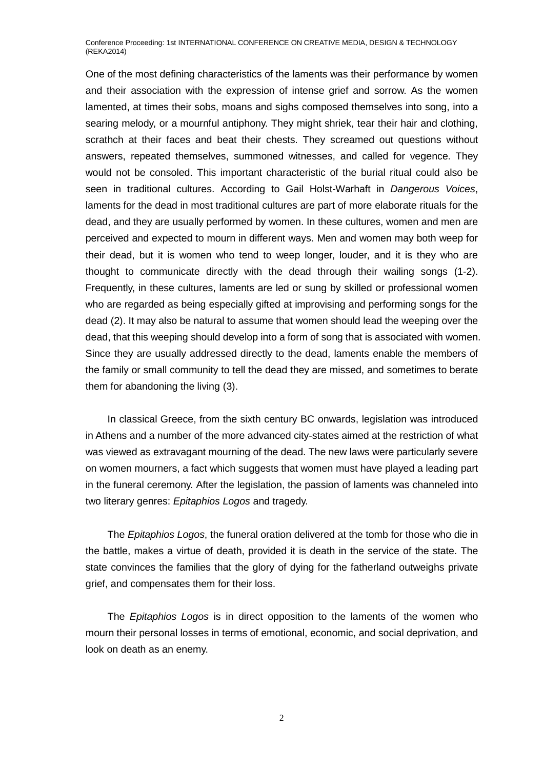One of the most defining characteristics of the laments was their performance by women and their association with the expression of intense grief and sorrow. As the women lamented, at times their sobs, moans and sighs composed themselves into song, into a searing melody, or a mournful antiphony. They might shriek, tear their hair and clothing, scrathch at their faces and beat their chests. They screamed out questions without answers, repeated themselves, summoned witnesses, and called for vegence. They would not be consoled. This important characteristic of the burial ritual could also be seen in traditional cultures. According to Gail Holst-Warhaft in *Dangerous Voices*, laments for the dead in most traditional cultures are part of more elaborate rituals for the dead, and they are usually performed by women. In these cultures, women and men are perceived and expected to mourn in different ways. Men and women may both weep for their dead, but it is women who tend to weep longer, louder, and it is they who are thought to communicate directly with the dead through their wailing songs (1-2). Frequently, in these cultures, laments are led or sung by skilled or professional women who are regarded as being especially gifted at improvising and performing songs for the dead (2). It may also be natural to assume that women should lead the weeping over the dead, that this weeping should develop into a form of song that is associated with women. Since they are usually addressed directly to the dead, laments enable the members of the family or small community to tell the dead they are missed, and sometimes to berate them for abandoning the living (3).

In classical Greece, from the sixth century BC onwards, legislation was introduced in Athens and a number of the more advanced city-states aimed at the restriction of what was viewed as extravagant mourning of the dead. The new laws were particularly severe on women mourners, a fact which suggests that women must have played a leading part in the funeral ceremony. After the legislation, the passion of laments was channeled into two literary genres: *Epitaphios Logos* and tragedy.

The *Epitaphios Logos*, the funeral oration delivered at the tomb for those who die in the battle, makes a virtue of death, provided it is death in the service of the state. The state convinces the families that the glory of dying for the fatherland outweighs private grief, and compensates them for their loss.

The *Epitaphios Logos* is in direct opposition to the laments of the women who mourn their personal losses in terms of emotional, economic, and social deprivation, and look on death as an enemy.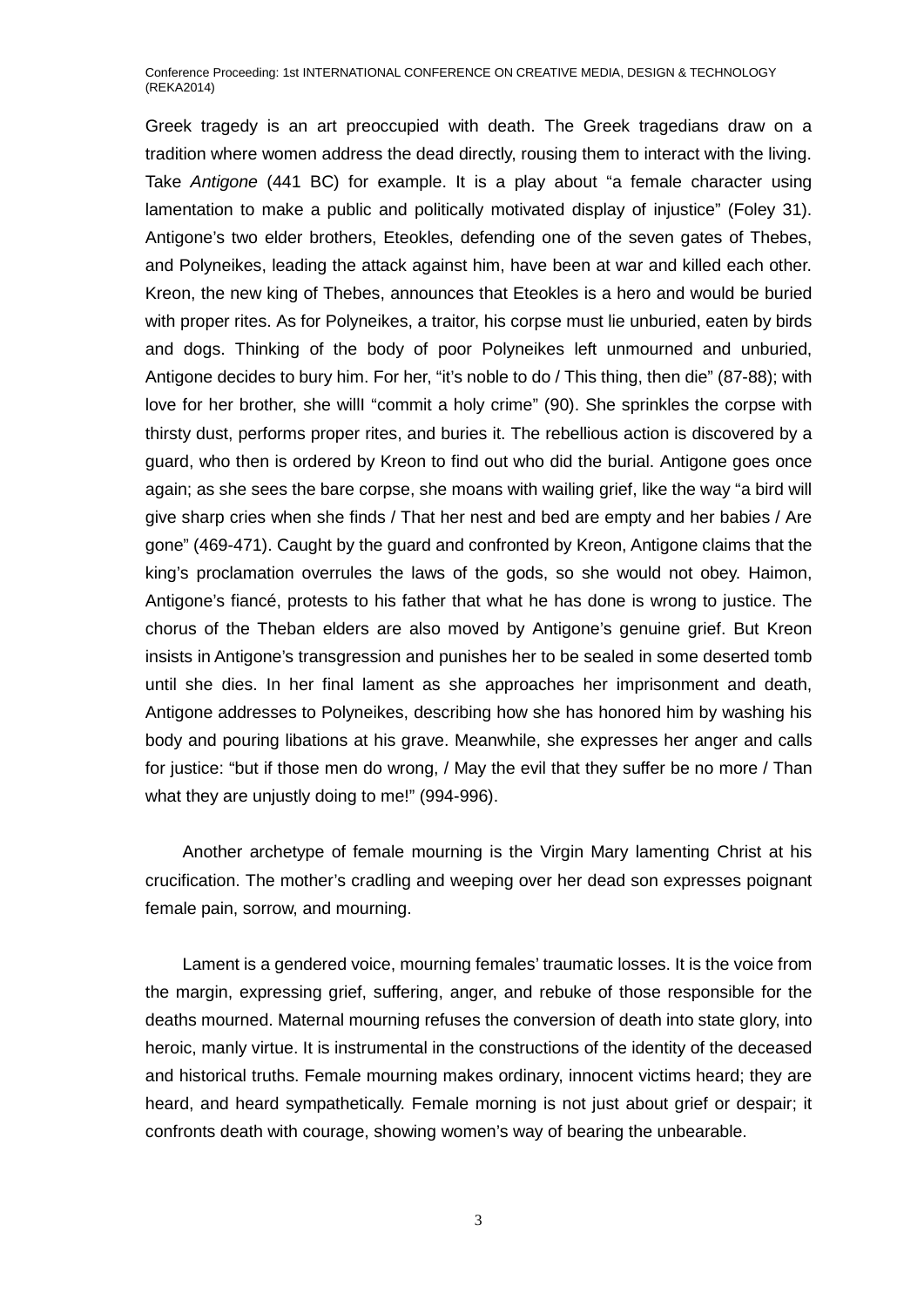Greek tragedy is an art preoccupied with death. The Greek tragedians draw on a tradition where women address the dead directly, rousing them to interact with the living. Take *Antigone* (441 BC) for example. It is a play about "a female character using lamentation to make a public and politically motivated display of injustice" (Foley 31). Antigone's two elder brothers, Eteokles, defending one of the seven gates of Thebes, and Polyneikes, leading the attack against him, have been at war and killed each other. Kreon, the new king of Thebes, announces that Eteokles is a hero and would be buried with proper rites. As for Polyneikes, a traitor, his corpse must lie unburied, eaten by birds and dogs. Thinking of the body of poor Polyneikes left unmourned and unburied, Antigone decides to bury him. For her, "it's noble to do / This thing, then die" (87-88); with love for her brother, she willl "commit a holy crime" (90). She sprinkles the corpse with thirsty dust, performs proper rites, and buries it. The rebellious action is discovered by a guard, who then is ordered by Kreon to find out who did the burial. Antigone goes once again; as she sees the bare corpse, she moans with wailing grief, like the way "a bird will give sharp cries when she finds / That her nest and bed are empty and her babies / Are gone" (469-471). Caught by the guard and confronted by Kreon, Antigone claims that the king's proclamation overrules the laws of the gods, so she would not obey. Haimon, Antigone's fiancé, protests to his father that what he has done is wrong to justice. The chorus of the Theban elders are also moved by Antigone's genuine grief. But Kreon insists in Antigone's transgression and punishes her to be sealed in some deserted tomb until she dies. In her final lament as she approaches her imprisonment and death, Antigone addresses to Polyneikes, describing how she has honored him by washing his body and pouring libations at his grave. Meanwhile, she expresses her anger and calls for justice: "but if those men do wrong, / May the evil that they suffer be no more / Than what they are unjustly doing to me!" (994-996).

Another archetype of female mourning is the Virgin Mary lamenting Christ at his crucification. The mother's cradling and weeping over her dead son expresses poignant female pain, sorrow, and mourning.

Lament is a gendered voice, mourning females' traumatic losses. It is the voice from the margin, expressing grief, suffering, anger, and rebuke of those responsible for the deaths mourned. Maternal mourning refuses the conversion of death into state glory, into heroic, manly virtue. It is instrumental in the constructions of the identity of the deceased and historical truths. Female mourning makes ordinary, innocent victims heard; they are heard, and heard sympathetically. Female morning is not just about grief or despair; it confronts death with courage, showing women's way of bearing the unbearable.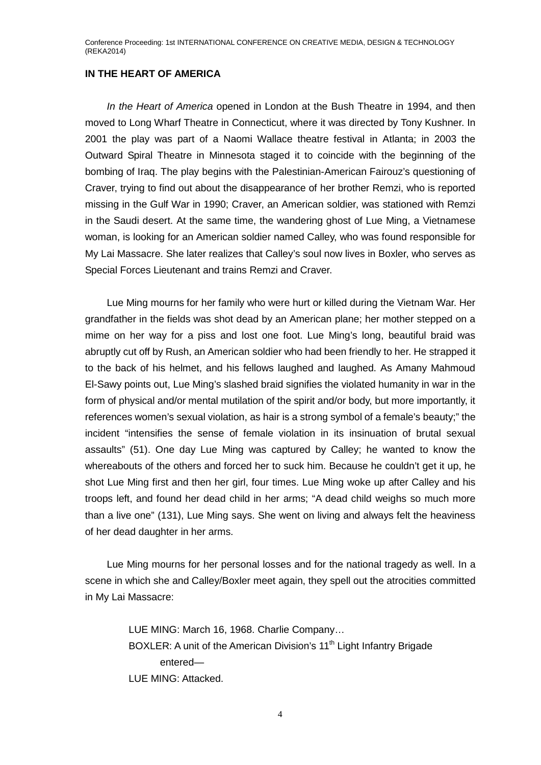### IN THE HEART OF AMERICA

*In the Heart of America* opened in London at the Bush Theatre in 1994, and then moved to Long Wharf Theatre in Connecticut, where it was directed by Tony Kushner. In 2001 the play was part of a Naomi Wallace theatre festival in Atlanta; in 2003 the Outward Spiral Theatre in Minnesota staged it to coincide with the beginning of the bombing of Iraq. The play begins with the Palestinian-American Fairouz's questioning of Craver, trying to find out about the disappearance of her brother Remzi, who is reported missing in the Gulf War in 1990; Craver, an American soldier, was stationed with Remzi in the Saudi desert. At the same time, the wandering ghost of Lue Ming, a Vietnamese woman, is looking for an American soldier named Calley, who was found responsible for My Lai Massacre. She later realizes that Calley's soul now lives in Boxler, who serves as Special Forces Lieutenant and trains Remzi and Craver.

Lue Ming mourns for her family who were hurt or killed during the Vietnam War. Her grandfather in the fields was shot dead by an American plane; her mother stepped on a mime on her way for a piss and lost one foot. Lue Ming's long, beautiful braid was abruptly cut off by Rush, an American soldier who had been friendly to her. He strapped it to the back of his helmet, and his fellows laughed and laughed. As Amany Mahmoud El-Sawy points out, Lue Ming's slashed braid signifies the violated humanity in war in the form of physical and/or mental mutilation of the spirit and/or body, but more importantly, it references women's sexual violation, as hair is a strong symbol of a female's beauty;" the incident "intensifies the sense of female violation in its insinuation of brutal sexual assaults" (51). One day Lue Ming was captured by Calley; he wanted to know the whereabouts of the others and forced her to suck him. Because he couldn't get it up, he shot Lue Ming first and then her girl, four times. Lue Ming woke up after Calley and his troops left, and found her dead child in her arms; "A dead child weighs so much more than a live one" (131), Lue Ming says. She went on living and always felt the heaviness of her dead daughter in her arms.

Lue Ming mourns for her personal losses and for the national tragedy as well. In a scene in which she and Calley/Boxler meet again, they spell out the atrocities committed in My Lai Massacre:

> LUE MING: March 16, 1968. Charlie Company…
> BOXLER: A unit of the American Division's 11th Light Infantry Brigade entered—
> LUE MING: Attacked.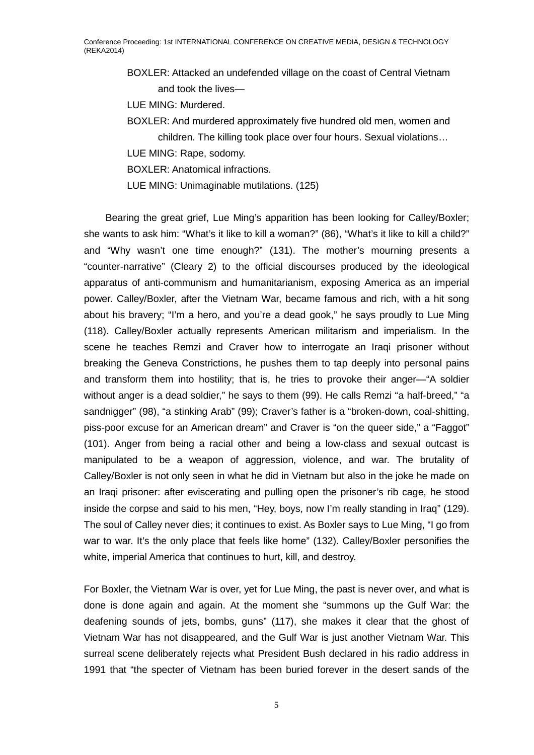BOXLER: Attacked an undefended village on the coast of Central Vietnam and took the lives—

LUE MING: Murdered.

BOXLER: And murdered approximately five hundred old men, women and children. The killing took place over four hours. Sexual violations…

LUE MING: Rape, sodomy.

BOXLER: Anatomical infractions.

LUE MING: Unimaginable mutilations. (125)

Bearing the great grief, Lue Ming's apparition has been looking for Calley/Boxler; she wants to ask him: "What's it like to kill a woman?" (86), "What's it like to kill a child?" and "Why wasn't one time enough?" (131). The mother's mourning presents a "counter-narrative" (Cleary 2) to the official discourses produced by the ideological apparatus of anti-communism and humanitarianism, exposing America as an imperial power. Calley/Boxler, after the Vietnam War, became famous and rich, with a hit song about his bravery; "I'm a hero, and you're a dead gook," he says proudly to Lue Ming (118). Calley/Boxler actually represents American militarism and imperialism. In the scene he teaches Remzi and Craver how to interrogate an Iraqi prisoner without breaking the Geneva Constrictions, he pushes them to tap deeply into personal pains and transform them into hostility; that is, he tries to provoke their anger—"A soldier without anger is a dead soldier," he says to them (99). He calls Remzi "a half-breed," "a sandnigger" (98), "a stinking Arab" (99); Craver's father is a "broken-down, coal-shitting, piss-poor excuse for an American dream" and Craver is "on the queer side," a "Faggot" (101). Anger from being a racial other and being a low-class and sexual outcast is manipulated to be a weapon of aggression, violence, and war. The brutality of Calley/Boxler is not only seen in what he did in Vietnam but also in the joke he made on an Iraqi prisoner: after eviscerating and pulling open the prisoner's rib cage, he stood inside the corpse and said to his men, "Hey, boys, now I'm really standing in Iraq" (129). The soul of Calley never dies; it continues to exist. As Boxler says to Lue Ming, "I go from war to war. It's the only place that feels like home" (132). Calley/Boxler personifies the white, imperial America that continues to hurt, kill, and destroy.

For Boxler, the Vietnam War is over, yet for Lue Ming, the past is never over, and what is done is done again and again. At the moment she "summons up the Gulf War: the deafening sounds of jets, bombs, guns" (117), she makes it clear that the ghost of Vietnam War has not disappeared, and the Gulf War is just another Vietnam War. This surreal scene deliberately rejects what President Bush declared in his radio address in 1991 that "the specter of Vietnam has been buried forever in the desert sands of the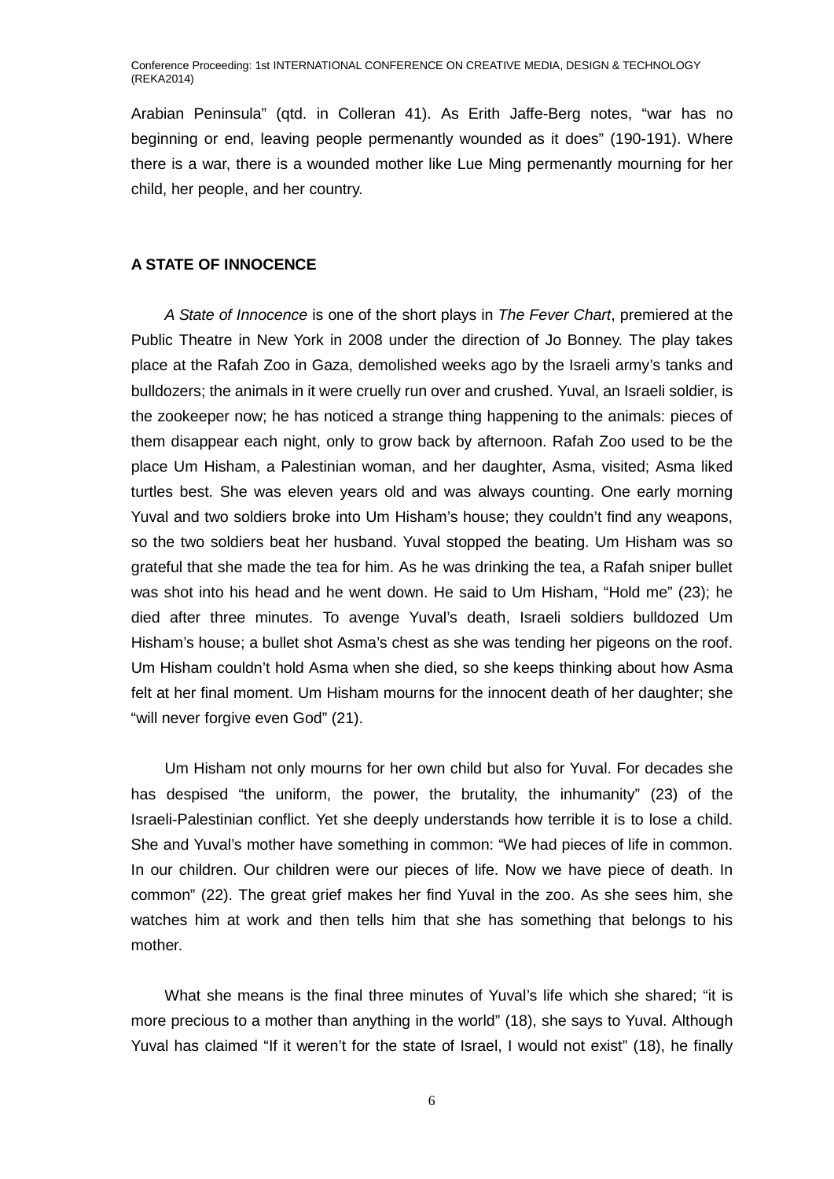Arabian Peninsula" (qtd. in Colleran 41). As Erith Jaffe-Berg notes, "war has no beginning or end, leaving people permenantly wounded as it does" (190-191). Where there is a war, there is a wounded mother like Lue Ming permenantly mourning for her child, her people, and her country.

## A STATE OF INNOCENCE

*A State of Innocence* is one of the short plays in *The Fever Chart*, premiered at the Public Theatre in New York in 2008 under the direction of Jo Bonney. The play takes place at the Rafah Zoo in Gaza, demolished weeks ago by the Israeli army's tanks and bulldozers; the animals in it were cruelly run over and crushed. Yuval, an Israeli soldier, is the zookeeper now; he has noticed a strange thing happening to the animals: pieces of them disappear each night, only to grow back by afternoon. Rafah Zoo used to be the place Um Hisham, a Palestinian woman, and her daughter, Asma, visited; Asma liked turtles best. She was eleven years old and was always counting. One early morning Yuval and two soldiers broke into Um Hisham's house; they couldn't find any weapons, so the two soldiers beat her husband. Yuval stopped the beating. Um Hisham was so grateful that she made the tea for him. As he was drinking the tea, a Rafah sniper bullet was shot into his head and he went down. He said to Um Hisham, "Hold me" (23); he died after three minutes. To avenge Yuval's death, Israeli soldiers bulldozed Um Hisham's house; a bullet shot Asma's chest as she was tending her pigeons on the roof. Um Hisham couldn't hold Asma when she died, so she keeps thinking about how Asma felt at her final moment. Um Hisham mourns for the innocent death of her daughter; she "will never forgive even God" (21).

Um Hisham not only mourns for her own child but also for Yuval. For decades she has despised "the uniform, the power, the brutality, the inhumanity" (23) of the Israeli-Palestinian conflict. Yet she deeply understands how terrible it is to lose a child. She and Yuval's mother have something in common: "We had pieces of life in common. In our children. Our children were our pieces of life. Now we have piece of death. In common" (22). The great grief makes her find Yuval in the zoo. As she sees him, she watches him at work and then tells him that she has something that belongs to his mother.

What she means is the final three minutes of Yuval's life which she shared; "it is more precious to a mother than anything in the world" (18), she says to Yuval. Although Yuval has claimed "If it weren't for the state of Israel, I would not exist" (18), he finally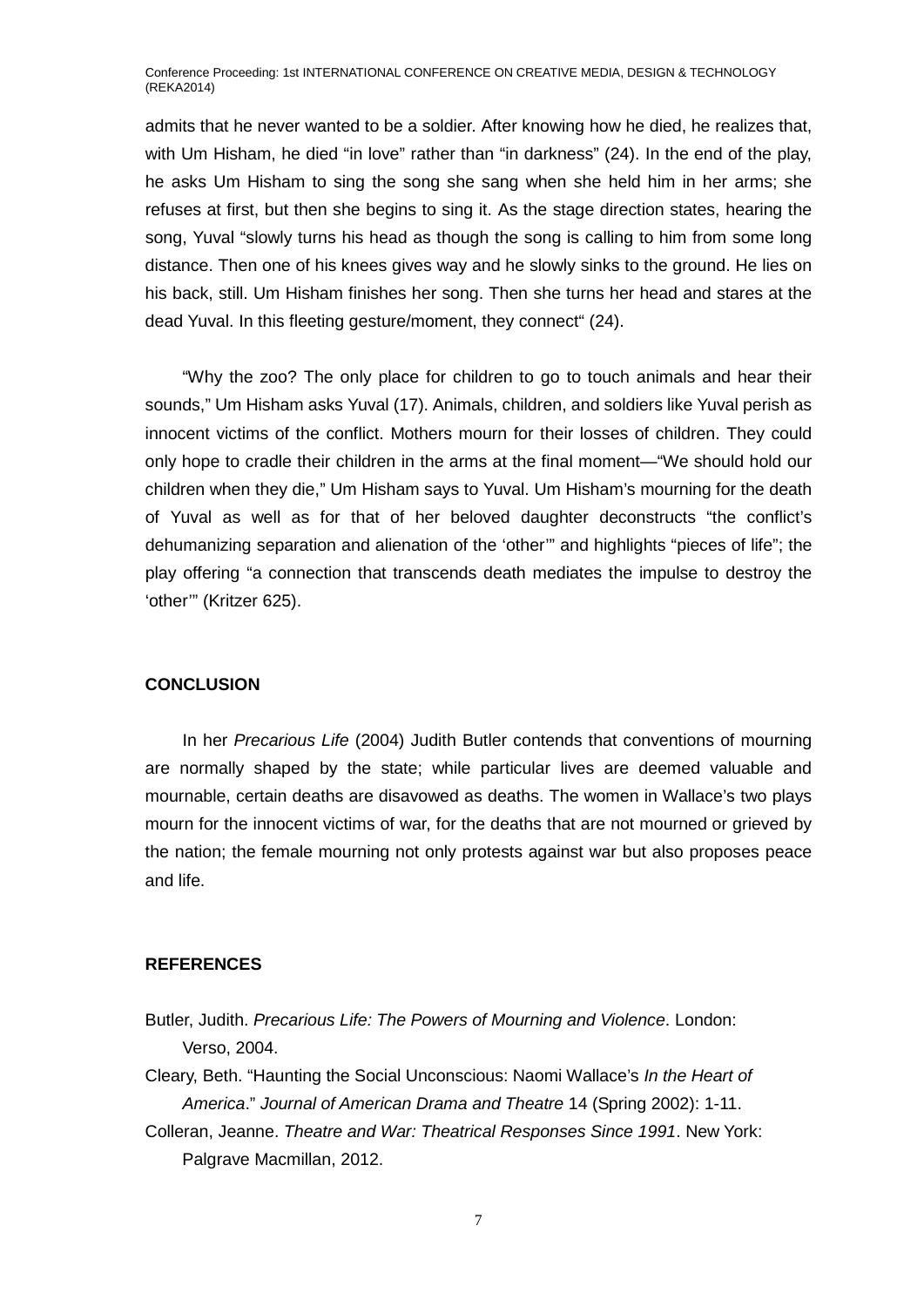admits that he never wanted to be a soldier. After knowing how he died, he realizes that, with Um Hisham, he died “in love” rather than “in darkness” (24). In the end of the play, he asks Um Hisham to sing the song she sang when she held him in her arms; she refuses at first, but then she begins to sing it. As the stage direction states, hearing the song, Yuval “slowly turns his head as though the song is calling to him from some long distance. Then one of his knees gives way and he slowly sinks to the ground. He lies on his back, still. Um Hisham finishes her song. Then she turns her head and stares at the dead Yuval. In this fleeting gesture/moment, they connect“ (24).

“Why the zoo? The only place for children to go to touch animals and hear their sounds,” Um Hisham asks Yuval (17). Animals, children, and soldiers like Yuval perish as innocent victims of the conflict. Mothers mourn for their losses of children. They could only hope to cradle their children in the arms at the final moment—“We should hold our children when they die,” Um Hisham says to Yuval. Um Hisham’s mourning for the death of Yuval as well as for that of her beloved daughter deconstructs “the conflict’s dehumanizing separation and alienation of the ‘other’” and highlights “pieces of life”; the play offering “a connection that transcends death mediates the impulse to destroy the ‘other’” (Kritzer 625).

## CONCLUSION

In her *Precarious Life* (2004) Judith Butler contends that conventions of mourning are normally shaped by the state; while particular lives are deemed valuable and mournable, certain deaths are disavowed as deaths. The women in Wallace’s two plays mourn for the innocent victims of war, for the deaths that are not mourned or grieved by the nation; the female mourning not only protests against war but also proposes peace and life.

## REFERENCES

Butler, Judith. *Precarious Life: The Powers of Mourning and Violence*. London: Verso, 2004.

Cleary, Beth. “Haunting the Social Unconscious: Naomi Wallace’s *In the Heart of America*.” *Journal of American Drama and Theatre* 14 (Spring 2002): 1-11.

Colleran, Jeanne. *Theatre and War: Theatrical Responses Since 1991*. New York: Palgrave Macmillan, 2012.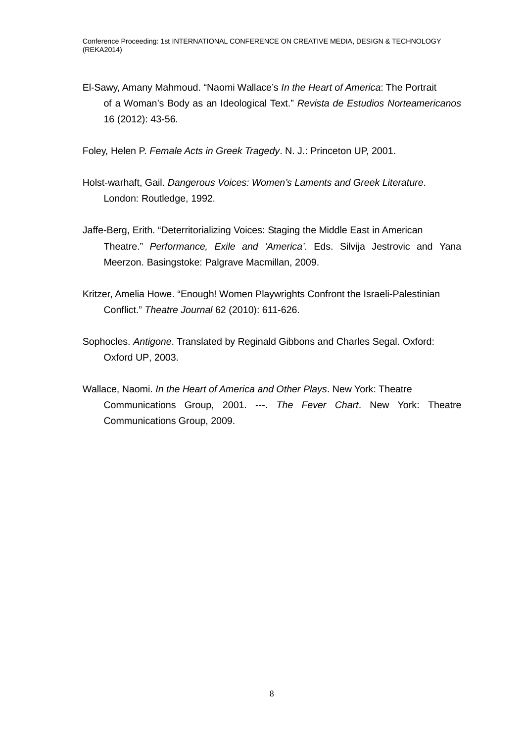El-Sawy, Amany Mahmoud. "Naomi Wallace's *In the Heart of America*: The Portrait of a Woman's Body as an Ideological Text." *Revista de Estudios Norteamericanos* 16 (2012): 43-56.

Foley, Helen P. *Female Acts in Greek Tragedy*. N. J.: Princeton UP, 2001.

Holst-warhaft, Gail. *Dangerous Voices: Women's Laments and Greek Literature*. London: Routledge, 1992.

Jaffe-Berg, Erith. "Deterritorializing Voices: Staging the Middle East in American Theatre." *Performance, Exile and 'America'*. Eds. Silvija Jestrovic and Yana Meerzon. Basingstoke: Palgrave Macmillan, 2009.

Kritzer, Amelia Howe. "Enough! Women Playwrights Confront the Israeli-Palestinian Conflict." *Theatre Journal* 62 (2010): 611-626.

Sophocles. *Antigone*. Translated by Reginald Gibbons and Charles Segal. Oxford: Oxford UP, 2003.

Wallace, Naomi. *In the Heart of America and Other Plays*. New York: Theatre Communications Group, 2001. ---. *The Fever Chart*. New York: Theatre Communications Group, 2009.